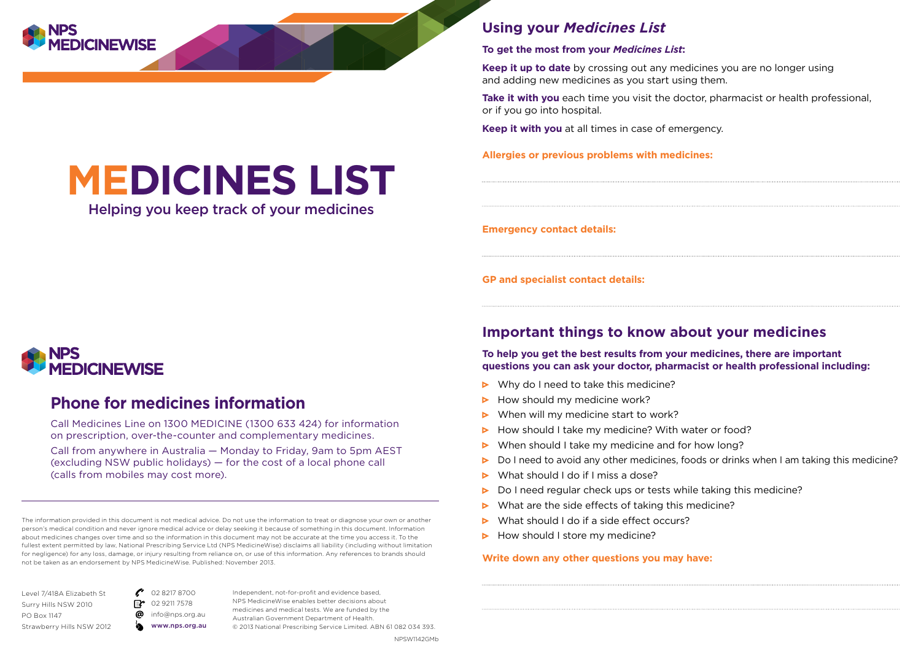NPS MEDICINEWISE

# MEDICINES LIST

Helping you keep track of your medicines

NPS MEDICINEWISE

## Phone for medicines information

Call Medicines Line on 1300 MEDICINE (1300 633 424) for information on prescription, over-the-counter and complementary medicines.

Call from anywhere in Australia — Monday to Friday, 9am to 5pm AEST (excluding NSW public holidays) — for the cost of a local phone call (calls from mobiles may cost more).

The information provided in this document is not medical advice. Do not use the information to treat or diagnose your own or another person's medical condition and never ignore medical advice or delay seeking it because of something in this document. Information about medicines changes over time and so the information in this document may not be accurate at the time you access it. To the fullest extent permitted by law, National Prescribing Service Ltd (NPS MedicineWise) disclaims all liability (including without limitation for negligence) for any loss, damage, or injury resulting from reliance on, or use of this information. Any references to brands should not be taken as an endorsement by NPS MedicineWise. Published: November 2013.

Level 7/418A Elizabeth St
Surry Hills NSW 2010
PO Box 1147
Strawberry Hills NSW 2012

02 8217 8700
02 9211 7578
info@nps.org.au
**www.nps.org.au**

Independent, not-for-profit and evidence based, NPS MedicineWise enables better decisions about medicines and medical tests. We are funded by the Australian Government Department of Health.
© 2013 National Prescribing Service Limited. ABN 61 082 034 393.

NPSW1142GMb

## Using your *Medicines List*

**To get the most from your *Medicines List*:**

**Keep it up to date** by crossing out any medicines you are no longer using and adding new medicines as you start using them.

**Take it with you** each time you visit the doctor, pharmacist or health professional, or if you go into hospital.

**Keep it with you** at all times in case of emergency.

**Allergies or previous problems with medicines:**

..............................................................................................

..............................................................................................

**Emergency contact details:**

..............................................................................................

**GP and specialist contact details:**

..............................................................................................

## Important things to know about your medicines

**To help you get the best results from your medicines, there are important questions you can ask your doctor, pharmacist or health professional including:**

- Why do I need to take this medicine?
- How should my medicine work?
- When will my medicine start to work?
- How should I take my medicine? With water or food?
- When should I take my medicine and for how long?
- Do I need to avoid any other medicines, foods or drinks when I am taking this medicine?
- What should I do if I miss a dose?
- Do I need regular check ups or tests while taking this medicine?
- What are the side effects of taking this medicine?
- What should I do if a side effect occurs?
- How should I store my medicine?

**Write down any other questions you may have:**

..............................................................................................

..............................................................................................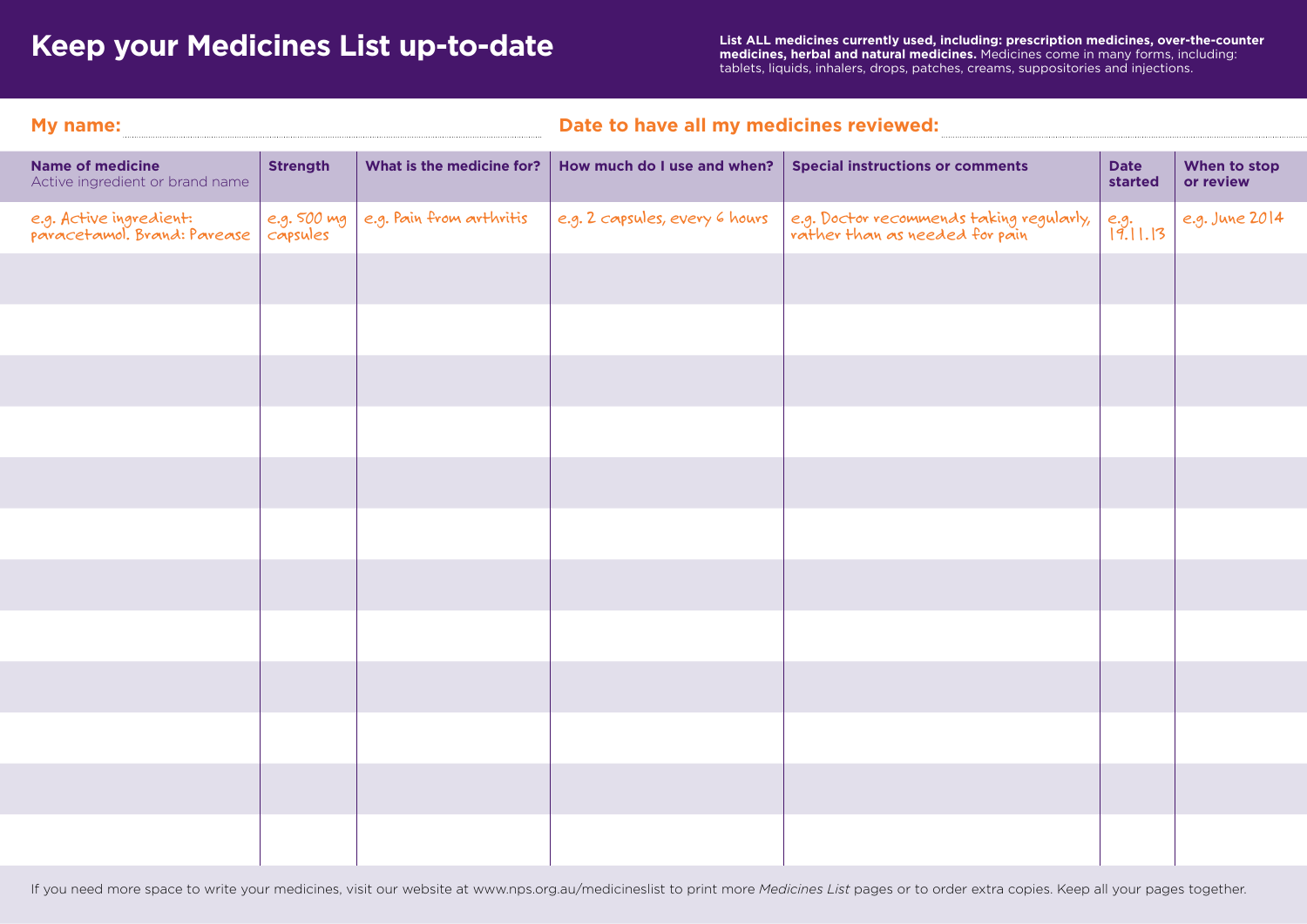# Keep your Medicines List up-to-date

**List ALL medicines currently used, including: prescription medicines, over-the-counter medicines, herbal and natural medicines.** Medicines come in many forms, including: tablets, liquids, inhalers, drops, patches, creams, suppositories and injections.

**My name:** ....................................................................................

**Date to have all my medicines reviewed:** ....................................................................................

| **Name of medicine** Active ingredient or brand name | **Strength** | **What is the medicine for?** | **How much do I use and when?** | **Special instructions or comments** | **Date started** | **When to stop or review** |
|---|---|---|---|---|---|---|
| e.g. Active ingredient: paracetamol. Brand: Parease | e.g. 500 mg capsules | e.g. Pain from arthritis | e.g. 2 capsules, every 6 hours | e.g. Doctor recommends taking regularly, rather than as needed for pain | e.g. 19.11.13 | e.g. June 2014 |
| | | | | | | |
| | | | | | | |
| | | | | | | |
| | | | | | | |
| | | | | | | |
| | | | | | | |
| | | | | | | |
| | | | | | | |
| | | | | | | |
| | | | | | | |
| | | | | | | |
| | | | | | | |

If you need more space to write your medicines, visit our website at www.nps.org.au/medicineslist to print more *Medicines List* pages or to order extra copies. Keep all your pages together.